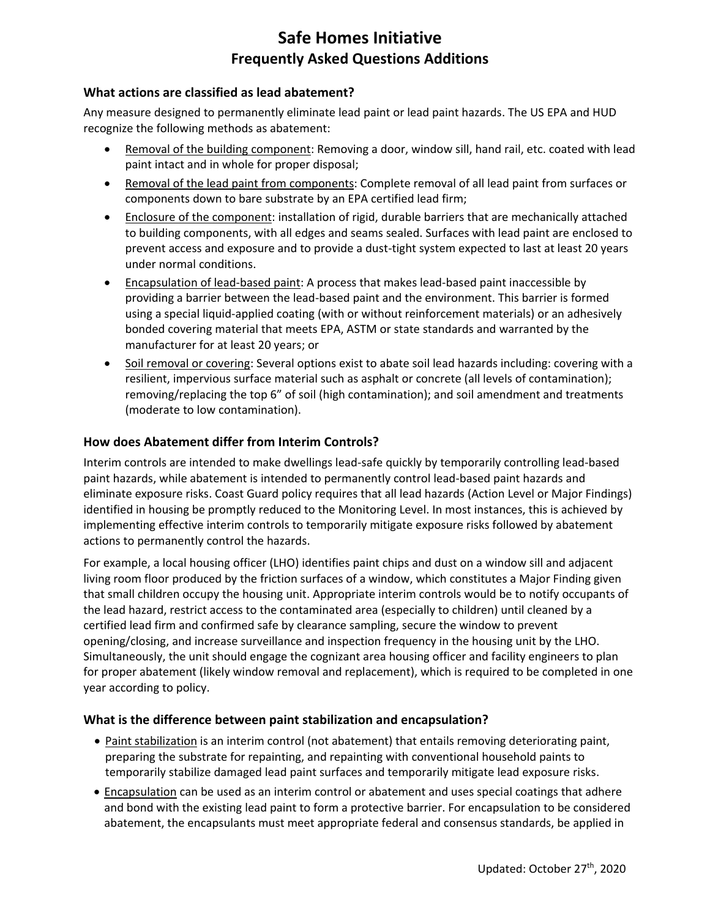# Safe Homes Initiative

## Frequently Asked Questions Additions

### What actions are classified as lead abatement?

Any measure designed to permanently eliminate lead paint or lead paint hazards. The US EPA and HUD recognize the following methods as abatement:

- Removal of the building component: Removing a door, window sill, hand rail, etc. coated with lead paint intact and in whole for proper disposal;
- Removal of the lead paint from components: Complete removal of all lead paint from surfaces or components down to bare substrate by an EPA certified lead firm;
- Enclosure of the component: installation of rigid, durable barriers that are mechanically attached to building components, with all edges and seams sealed. Surfaces with lead paint are enclosed to prevent access and exposure and to provide a dust-tight system expected to last at least 20 years under normal conditions.
- Encapsulation of lead-based paint: A process that makes lead-based paint inaccessible by providing a barrier between the lead-based paint and the environment. This barrier is formed using a special liquid-applied coating (with or without reinforcement materials) or an adhesively bonded covering material that meets EPA, ASTM or state standards and warranted by the manufacturer for at least 20 years; or
- Soil removal or covering: Several options exist to abate soil lead hazards including: covering with a resilient, impervious surface material such as asphalt or concrete (all levels of contamination); removing/replacing the top 6" of soil (high contamination); and soil amendment and treatments (moderate to low contamination).

### How does Abatement differ from Interim Controls?

Interim controls are intended to make dwellings lead-safe quickly by temporarily controlling lead-based paint hazards, while abatement is intended to permanently control lead-based paint hazards and eliminate exposure risks. Coast Guard policy requires that all lead hazards (Action Level or Major Findings) identified in housing be promptly reduced to the Monitoring Level. In most instances, this is achieved by implementing effective interim controls to temporarily mitigate exposure risks followed by abatement actions to permanently control the hazards.

For example, a local housing officer (LHO) identifies paint chips and dust on a window sill and adjacent living room floor produced by the friction surfaces of a window, which constitutes a Major Finding given that small children occupy the housing unit. Appropriate interim controls would be to notify occupants of the lead hazard, restrict access to the contaminated area (especially to children) until cleaned by a certified lead firm and confirmed safe by clearance sampling, secure the window to prevent opening/closing, and increase surveillance and inspection frequency in the housing unit by the LHO. Simultaneously, the unit should engage the cognizant area housing officer and facility engineers to plan for proper abatement (likely window removal and replacement), which is required to be completed in one year according to policy.

### What is the difference between paint stabilization and encapsulation?

- Paint stabilization is an interim control (not abatement) that entails removing deteriorating paint, preparing the substrate for repainting, and repainting with conventional household paints to temporarily stabilize damaged lead paint surfaces and temporarily mitigate lead exposure risks.
- Encapsulation can be used as an interim control or abatement and uses special coatings that adhere and bond with the existing lead paint to form a protective barrier. For encapsulation to be considered abatement, the encapsulants must meet appropriate federal and consensus standards, be applied in

Updated: October 27th, 2020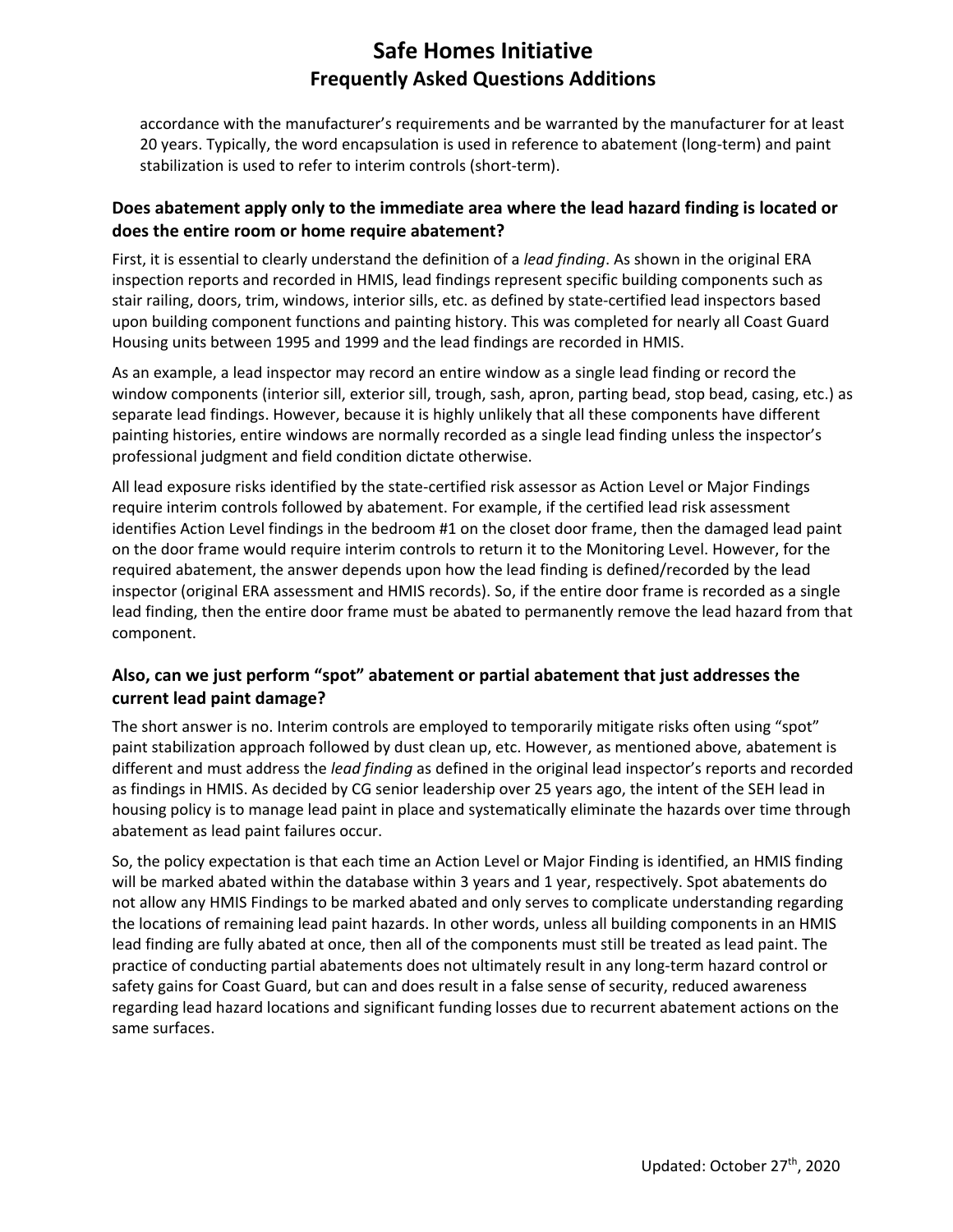accordance with the manufacturer's requirements and be warranted by the manufacturer for at least 20 years. Typically, the word encapsulation is used in reference to abatement (long-term) and paint stabilization is used to refer to interim controls (short-term).

### Does abatement apply only to the immediate area where the lead hazard finding is located or does the entire room or home require abatement?

First, it is essential to clearly understand the definition of a *lead finding*. As shown in the original ERA inspection reports and recorded in HMIS, lead findings represent specific building components such as stair railing, doors, trim, windows, interior sills, etc. as defined by state-certified lead inspectors based upon building component functions and painting history. This was completed for nearly all Coast Guard Housing units between 1995 and 1999 and the lead findings are recorded in HMIS.

As an example, a lead inspector may record an entire window as a single lead finding or record the window components (interior sill, exterior sill, trough, sash, apron, parting bead, stop bead, casing, etc.) as separate lead findings. However, because it is highly unlikely that all these components have different painting histories, entire windows are normally recorded as a single lead finding unless the inspector's professional judgment and field condition dictate otherwise.

All lead exposure risks identified by the state-certified risk assessor as Action Level or Major Findings require interim controls followed by abatement. For example, if the certified lead risk assessment identifies Action Level findings in the bedroom #1 on the closet door frame, then the damaged lead paint on the door frame would require interim controls to return it to the Monitoring Level. However, for the required abatement, the answer depends upon how the lead finding is defined/recorded by the lead inspector (original ERA assessment and HMIS records). So, if the entire door frame is recorded as a single lead finding, then the entire door frame must be abated to permanently remove the lead hazard from that component.

### Also, can we just perform "spot" abatement or partial abatement that just addresses the current lead paint damage?

The short answer is no. Interim controls are employed to temporarily mitigate risks often using "spot" paint stabilization approach followed by dust clean up, etc. However, as mentioned above, abatement is different and must address the *lead finding* as defined in the original lead inspector's reports and recorded as findings in HMIS. As decided by CG senior leadership over 25 years ago, the intent of the SEH lead in housing policy is to manage lead paint in place and systematically eliminate the hazards over time through abatement as lead paint failures occur.

So, the policy expectation is that each time an Action Level or Major Finding is identified, an HMIS finding will be marked abated within the database within 3 years and 1 year, respectively. Spot abatements do not allow any HMIS Findings to be marked abated and only serves to complicate understanding regarding the locations of remaining lead paint hazards. In other words, unless all building components in an HMIS lead finding are fully abated at once, then all of the components must still be treated as lead paint. The practice of conducting partial abatements does not ultimately result in any long-term hazard control or safety gains for Coast Guard, but can and does result in a false sense of security, reduced awareness regarding lead hazard locations and significant funding losses due to recurrent abatement actions on the same surfaces.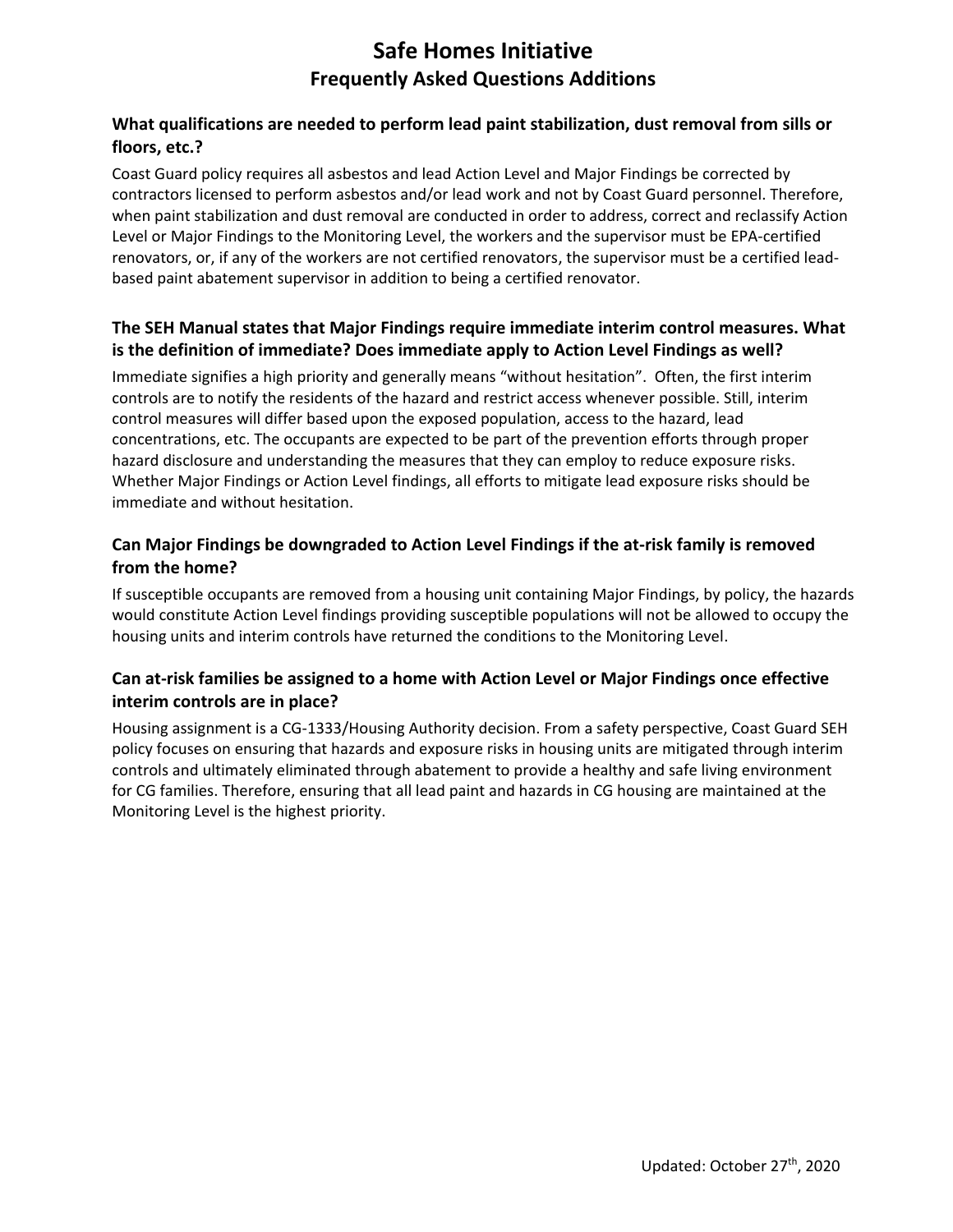# Safe Homes Initiative

## Frequently Asked Questions Additions

### What qualifications are needed to perform lead paint stabilization, dust removal from sills or floors, etc.?

Coast Guard policy requires all asbestos and lead Action Level and Major Findings be corrected by contractors licensed to perform asbestos and/or lead work and not by Coast Guard personnel. Therefore, when paint stabilization and dust removal are conducted in order to address, correct and reclassify Action Level or Major Findings to the Monitoring Level, the workers and the supervisor must be EPA-certified renovators, or, if any of the workers are not certified renovators, the supervisor must be a certified lead-based paint abatement supervisor in addition to being a certified renovator.

### The SEH Manual states that Major Findings require immediate interim control measures. What is the definition of immediate? Does immediate apply to Action Level Findings as well?

Immediate signifies a high priority and generally means "without hesitation". Often, the first interim controls are to notify the residents of the hazard and restrict access whenever possible. Still, interim control measures will differ based upon the exposed population, access to the hazard, lead concentrations, etc. The occupants are expected to be part of the prevention efforts through proper hazard disclosure and understanding the measures that they can employ to reduce exposure risks. Whether Major Findings or Action Level findings, all efforts to mitigate lead exposure risks should be immediate and without hesitation.

### Can Major Findings be downgraded to Action Level Findings if the at-risk family is removed from the home?

If susceptible occupants are removed from a housing unit containing Major Findings, by policy, the hazards would constitute Action Level findings providing susceptible populations will not be allowed to occupy the housing units and interim controls have returned the conditions to the Monitoring Level.

### Can at-risk families be assigned to a home with Action Level or Major Findings once effective interim controls are in place?

Housing assignment is a CG-1333/Housing Authority decision. From a safety perspective, Coast Guard SEH policy focuses on ensuring that hazards and exposure risks in housing units are mitigated through interim controls and ultimately eliminated through abatement to provide a healthy and safe living environment for CG families. Therefore, ensuring that all lead paint and hazards in CG housing are maintained at the Monitoring Level is the highest priority.

Updated: October 27th, 2020